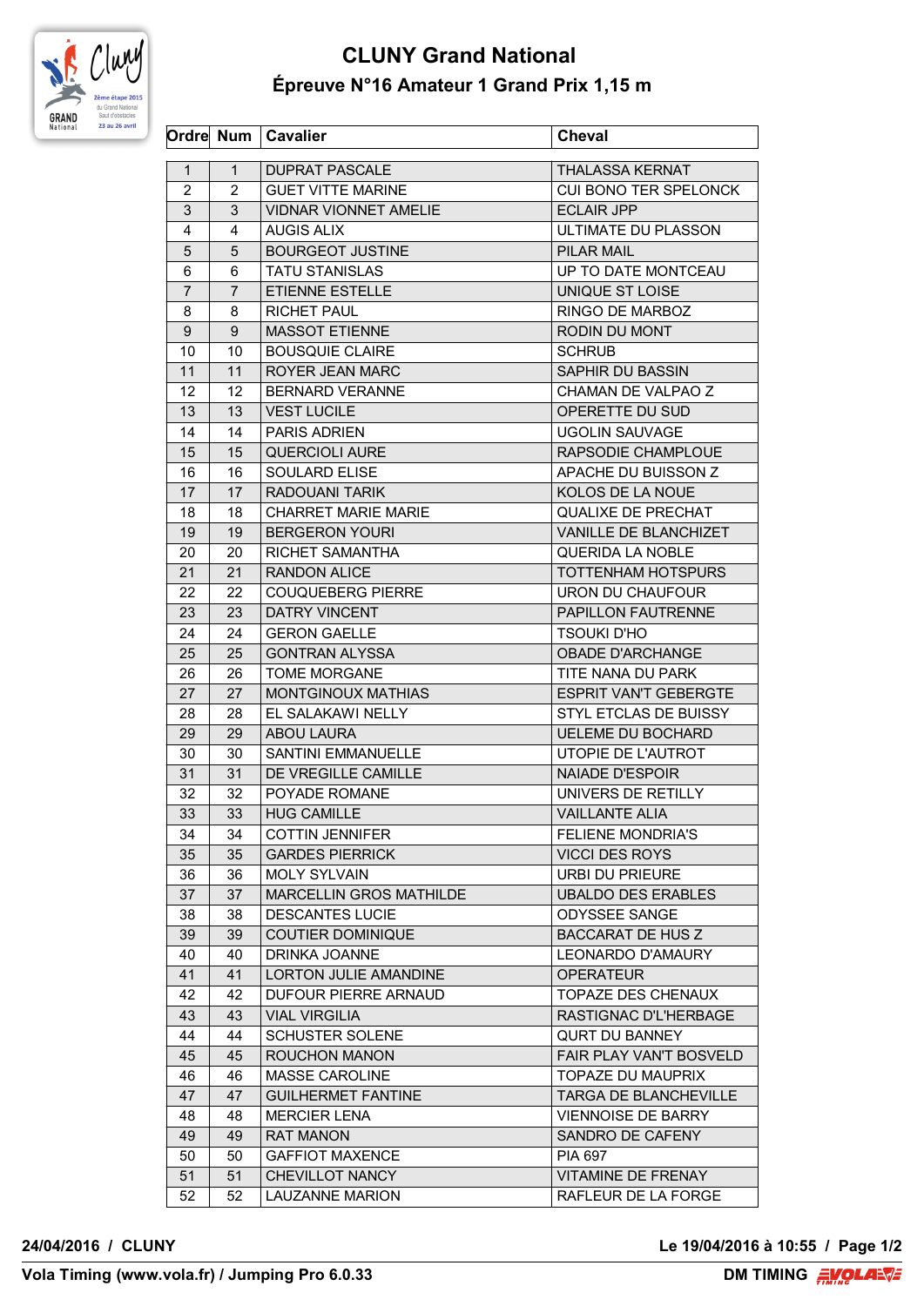# CLUNY Grand National

## Épreuve N°16 Amateur 1 Grand Prix 1,15 m

| Ordre | Num | Cavalier | Cheval |
|---|---|---|---|
| 1 | 1 | DUPRAT PASCALE | THALASSA KERNAT |
| 2 | 2 | GUET VITTE MARINE | CUI BONO TER SPELONCK |
| 3 | 3 | VIDNAR VIONNET AMELIE | ECLAIR JPP |
| 4 | 4 | AUGIS ALIX | ULTIMATE DU PLASSON |
| 5 | 5 | BOURGEOT JUSTINE | PILAR MAIL |
| 6 | 6 | TATU STANISLAS | UP TO DATE MONTCEAU |
| 7 | 7 | ETIENNE ESTELLE | UNIQUE ST LOISE |
| 8 | 8 | RICHET PAUL | RINGO DE MARBOZ |
| 9 | 9 | MASSOT ETIENNE | RODIN DU MONT |
| 10 | 10 | BOUSQUIE CLAIRE | SCHRUB |
| 11 | 11 | ROYER JEAN MARC | SAPHIR DU BASSIN |
| 12 | 12 | BERNARD VERANNE | CHAMAN DE VALPAO Z |
| 13 | 13 | VEST LUCILE | OPERETTE DU SUD |
| 14 | 14 | PARIS ADRIEN | UGOLIN SAUVAGE |
| 15 | 15 | QUERCIOLI AURE | RAPSODIE CHAMPLOUE |
| 16 | 16 | SOULARD ELISE | APACHE DU BUISSON Z |
| 17 | 17 | RADOUANI TARIK | KOLOS DE LA NOUE |
| 18 | 18 | CHARRET MARIE MARIE | QUALIXE DE PRECHAT |
| 19 | 19 | BERGERON YOURI | VANILLE DE BLANCHIZET |
| 20 | 20 | RICHET SAMANTHA | QUERIDA LA NOBLE |
| 21 | 21 | RANDON ALICE | TOTTENHAM HOTSPURS |
| 22 | 22 | COUQUEBERG PIERRE | URON DU CHAUFOUR |
| 23 | 23 | DATRY VINCENT | PAPILLON FAUTRENNE |
| 24 | 24 | GERON GAELLE | TSOUKI D'HO |
| 25 | 25 | GONTRAN ALYSSA | OBADE D'ARCHANGE |
| 26 | 26 | TOME MORGANE | TITE NANA DU PARK |
| 27 | 27 | MONTGINOUX MATHIAS | ESPRIT VAN'T GEBERGTE |
| 28 | 28 | EL SALAKAWI NELLY | STYL ETCLAS DE BUISSY |
| 29 | 29 | ABOU LAURA | UELEME DU BOCHARD |
| 30 | 30 | SANTINI EMMANUELLE | UTOPIE DE L'AUTROT |
| 31 | 31 | DE VREGILLE CAMILLE | NAIADE D'ESPOIR |
| 32 | 32 | POYADE ROMANE | UNIVERS DE RETILLY |
| 33 | 33 | HUG CAMILLE | VAILLANTE ALIA |
| 34 | 34 | COTTIN JENNIFER | FELIENE MONDRIA'S |
| 35 | 35 | GARDES PIERRICK | VICCI DES ROYS |
| 36 | 36 | MOLY SYLVAIN | URBI DU PRIEURE |
| 37 | 37 | MARCELLIN GROS MATHILDE | UBALDO DES ERABLES |
| 38 | 38 | DESCANTES LUCIE | ODYSSEE SANGE |
| 39 | 39 | COUTIER DOMINIQUE | BACCARAT DE HUS Z |
| 40 | 40 | DRINKA JOANNE | LEONARDO D'AMAURY |
| 41 | 41 | LORTON JULIE AMANDINE | OPERATEUR |
| 42 | 42 | DUFOUR PIERRE ARNAUD | TOPAZE DES CHENAUX |
| 43 | 43 | VIAL VIRGILIA | RASTIGNAC D'L'HERBAGE |
| 44 | 44 | SCHUSTER SOLENE | QURT DU BANNEY |
| 45 | 45 | ROUCHON MANON | FAIR PLAY VAN'T BOSVELD |
| 46 | 46 | MASSE CAROLINE | TOPAZE DU MAUPRIX |
| 47 | 47 | GUILHERMET FANTINE | TARGA DE BLANCHEVILLE |
| 48 | 48 | MERCIER LENA | VIENNOISE DE BARRY |
| 49 | 49 | RAT MANON | SANDRO DE CAFENY |
| 50 | 50 | GAFFIOT MAXENCE | PIA 697 |
| 51 | 51 | CHEVILLOT NANCY | VITAMINE DE FRENAY |
| 52 | 52 | LAUZANNE MARION | RAFLEUR DE LA FORGE |

**24/04/2016 / CLUNY** **Le 19/04/2016 à 10:55**

**Vola Timing (www.vola.fr) / Jumping Pro 6.0.33** **DM TIMING**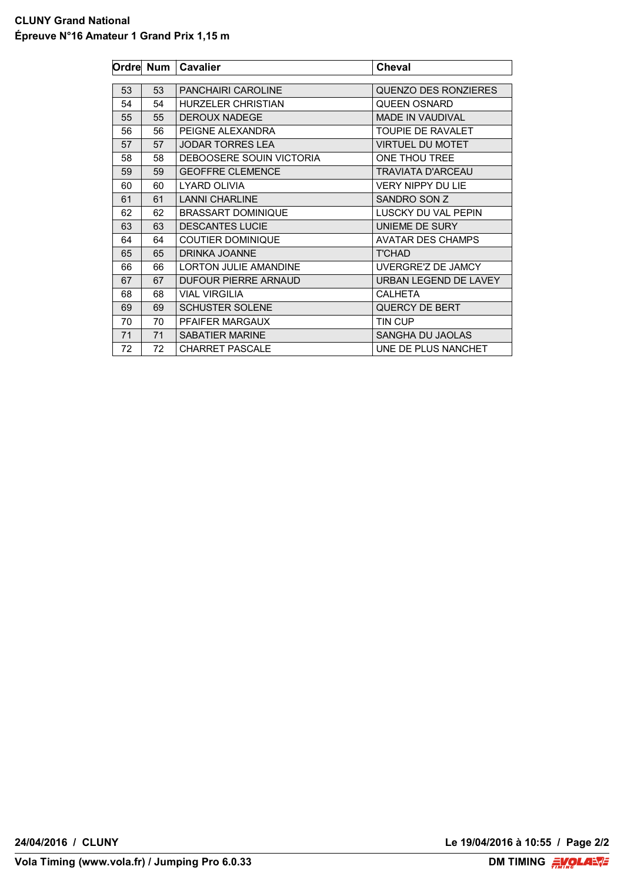**CLUNY Grand National**
**Épreuve N°16 Amateur 1 Grand Prix 1,15 m**

| Ordre | Num | Cavalier | Cheval |
|---|---|---|---|
| 53 | 53 | PANCHAIRI CAROLINE | QUENZO DES RONZIERES |
| 54 | 54 | HURZELER CHRISTIAN | QUEEN OSNARD |
| 55 | 55 | DEROUX NADEGE | MADE IN VAUDIVAL |
| 56 | 56 | PEIGNE ALEXANDRA | TOUPIE DE RAVALET |
| 57 | 57 | JODAR TORRES LEA | VIRTUEL DU MOTET |
| 58 | 58 | DEBOOSERE SOUIN VICTORIA | ONE THOU TREE |
| 59 | 59 | GEOFFRE CLEMENCE | TRAVIATA D'ARCEAU |
| 60 | 60 | LYARD OLIVIA | VERY NIPPY DU LIE |
| 61 | 61 | LANNI CHARLINE | SANDRO SON Z |
| 62 | 62 | BRASSART DOMINIQUE | LUSCKY DU VAL PEPIN |
| 63 | 63 | DESCANTES LUCIE | UNIEME DE SURY |
| 64 | 64 | COUTIER DOMINIQUE | AVATAR DES CHAMPS |
| 65 | 65 | DRINKA JOANNE | T'CHAD |
| 66 | 66 | LORTON JULIE AMANDINE | UVERGRE'Z DE JAMCY |
| 67 | 67 | DUFOUR PIERRE ARNAUD | URBAN LEGEND DE LAVEY |
| 68 | 68 | VIAL VIRGILIA | CALHETA |
| 69 | 69 | SCHUSTER SOLENE | QUERCY DE BERT |
| 70 | 70 | PFAIFER MARGAUX | TIN CUP |
| 71 | 71 | SABATIER MARINE | SANGHA DU JAOLAS |
| 72 | 72 | CHARRET PASCALE | UNE DE PLUS NANCHET |